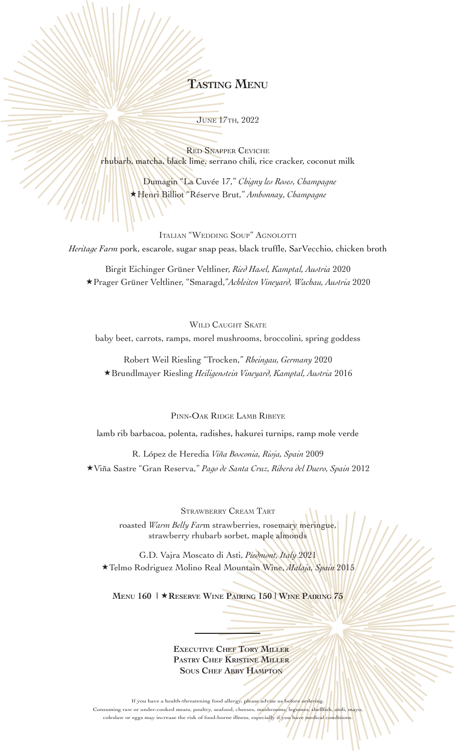# Tasting Menu

June 17th, 2022

**Red Snapper Ceviche**

rhubarb, matcha, black lime, serrano chili, rice cracker, coconut milk

Dumagin "La Cuvée 17," *Chigny les Roses, Champagne*

★Henri Billiot "Réserve Brut," *Ambonnay, Champagne*

**Italian "Wedding Soup" Agnolotti**

*Heritage Farm* pork, escarole, sugar snap peas, black truffle, SarVecchio, chicken broth

Birgit Eichinger Grüner Veltliner, *Ried Hasel, Kamptal, Austria* 2020

★Prager Grüner Veltliner, "Smaragd,"*Achleiten Vineyard, Wachau, Austria* 2020

**Wild Caught Skate**

baby beet, carrots, ramps, morel mushrooms, broccolini, spring goddess

Robert Weil Riesling "Trocken," *Rheingau, Germany* 2020

★Brundlmayer Riesling *Heiligenstein Vineyard, Kamptal, Austria* 2016

**Pinn-Oak Ridge Lamb Ribeye**

lamb rib barbacoa, polenta, radishes, hakurei turnips, ramp mole verde

R. López de Heredia *Viña Bosconia, Rioja, Spain* 2009

★Viña Sastre "Gran Reserva," *Pago de Santa Cruz, Ribera del Duero, Spain* 2012

**Strawberry Cream Tart**

roasted *Warm Belly Far*m strawberries, rosemary meringue, strawberry rhubarb sorbet, maple almonds

G.D. Vajra Moscato di Asti, *Piedmont, Italy* 2021

★Telmo Rodriguez Molino Real Mountain Wine, *Malaja, Spain* 2015

**Menu 160 | ★Reserve Wine Pairing 150 | Wine Pairing 75**

---

**Executive Chef Tory Miller**
**Pastry Chef Kristine Miller**
**Sous Chef Abby Hampton**

If you have a health-threatening food allergy, please advise us before ordering.
Consuming raw or under-cooked meats, poultry, seafood, cheeses, mushrooms, legumes, shellfish, aïoli, mayo, coleslaw or eggs may increase the risk of food-borne illness, especially if you have medical conditions.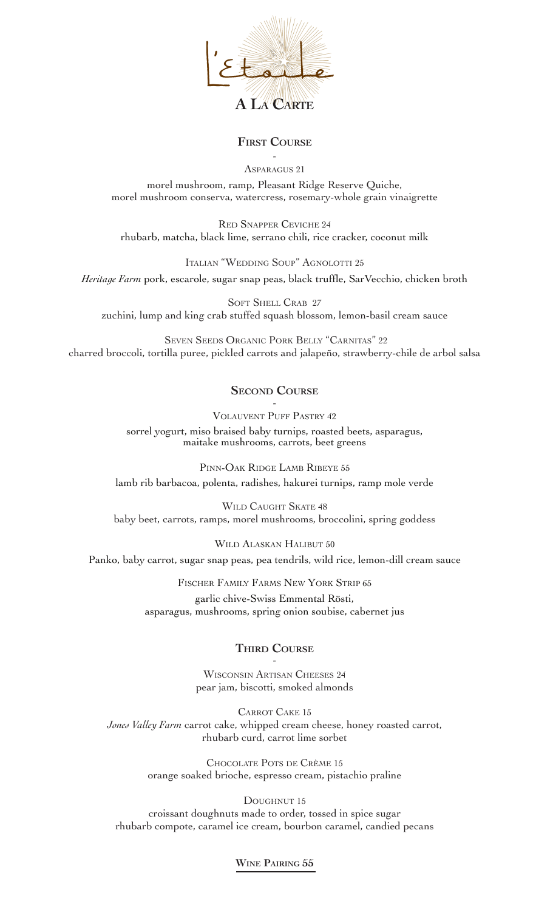# L'Etoile

## A La Carte

### First Course

-

Asparagus 21

morel mushroom, ramp, Pleasant Ridge Reserve Quiche, morel mushroom conserva, watercress, rosemary-whole grain vinaigrette

Red Snapper Ceviche 24

rhubarb, matcha, black lime, serrano chili, rice cracker, coconut milk

Italian "Wedding Soup" Agnolotti 25

*Heritage Farm* pork, escarole, sugar snap peas, black truffle, SarVecchio, chicken broth

Soft Shell Crab 27

zuchini, lump and king crab stuffed squash blossom, lemon-basil cream sauce

Seven Seeds Organic Pork Belly "Carnitas" 22

charred broccoli, tortilla puree, pickled carrots and jalapeño, strawberry-chile de arbol salsa

### Second Course

-

Volauvent Puff Pastry 42

sorrel yogurt, miso braised baby turnips, roasted beets, asparagus, maitake mushrooms, carrots, beet greens

Pinn-Oak Ridge Lamb Ribeye 55

lamb rib barbacoa, polenta, radishes, hakurei turnips, ramp mole verde

Wild Caught Skate 48

baby beet, carrots, ramps, morel mushrooms, broccolini, spring goddess

Wild Alaskan Halibut 50

Panko, baby carrot, sugar snap peas, pea tendrils, wild rice, lemon-dill cream sauce

Fischer Family Farms New York Strip 65

garlic chive-Swiss Emmental Rösti, asparagus, mushrooms, spring onion soubise, cabernet jus

### Third Course

-

Wisconsin Artisan Cheeses 24

pear jam, biscotti, smoked almonds

Carrot Cake 15

*Jones Valley Farm* carrot cake, whipped cream cheese, honey roasted carrot, rhubarb curd, carrot lime sorbet

Chocolate Pots de Crème 15

orange soaked brioche, espresso cream, pistachio praline

Doughnut 15

croissant doughnuts made to order, tossed in spice sugar
rhubarb compote, caramel ice cream, bourbon caramel, candied pecans

**Wine Pairing 55**